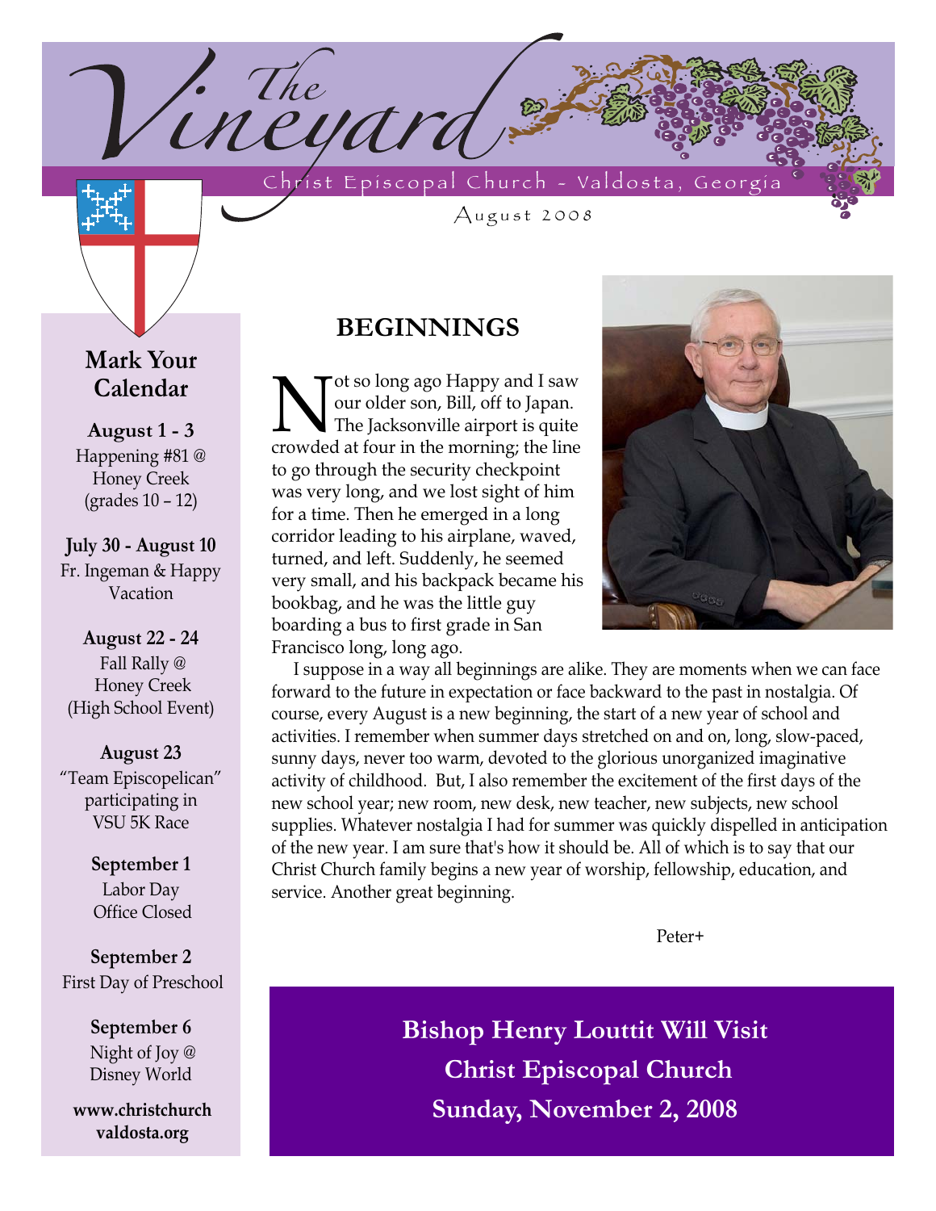# The Vineyard

Christ Episcopal Church - Valdosta, Georgia

August 2008

## Mark Your Calendar

**August 1 - 3**
Happening #81 @ Honey Creek (grades 10 – 12)

**July 30 - August 10**
Fr. Ingeman & Happy Vacation

**August 22 - 24**
Fall Rally @ Honey Creek (High School Event)

**August 23**
"Team Episcopelican" participating in VSU 5K Race

**September 1**
Labor Day Office Closed

**September 2**
First Day of Preschool

**September 6**
Night of Joy @ Disney World

**www.christchurchvaldosta.org**

## BEGINNINGS

Not so long ago Happy and I saw our older son, Bill, off to Japan. The Jacksonville airport is quite crowded at four in the morning; the line to go through the security checkpoint was very long, and we lost sight of him for a time. Then he emerged in a long corridor leading to his airplane, waved, turned, and left. Suddenly, he seemed very small, and his backpack became his bookbag, and he was the little guy boarding a bus to first grade in San Francisco long, long ago.

I suppose in a way all beginnings are alike. They are moments when we can face forward to the future in expectation or face backward to the past in nostalgia. Of course, every August is a new beginning, the start of a new year of school and activities. I remember when summer days stretched on and on, long, slow-paced, sunny days, never too warm, devoted to the glorious unorganized imaginative activity of childhood. But, I also remember the excitement of the first days of the new school year; new room, new desk, new teacher, new subjects, new school supplies. Whatever nostalgia I had for summer was quickly dispelled in anticipation of the new year. I am sure that's how it should be. All of which is to say that our Christ Church family begins a new year of worship, fellowship, education, and service. Another great beginning.

Peter+

**Bishop Henry Louttit Will Visit**
**Christ Episcopal Church**
**Sunday, November 2, 2008**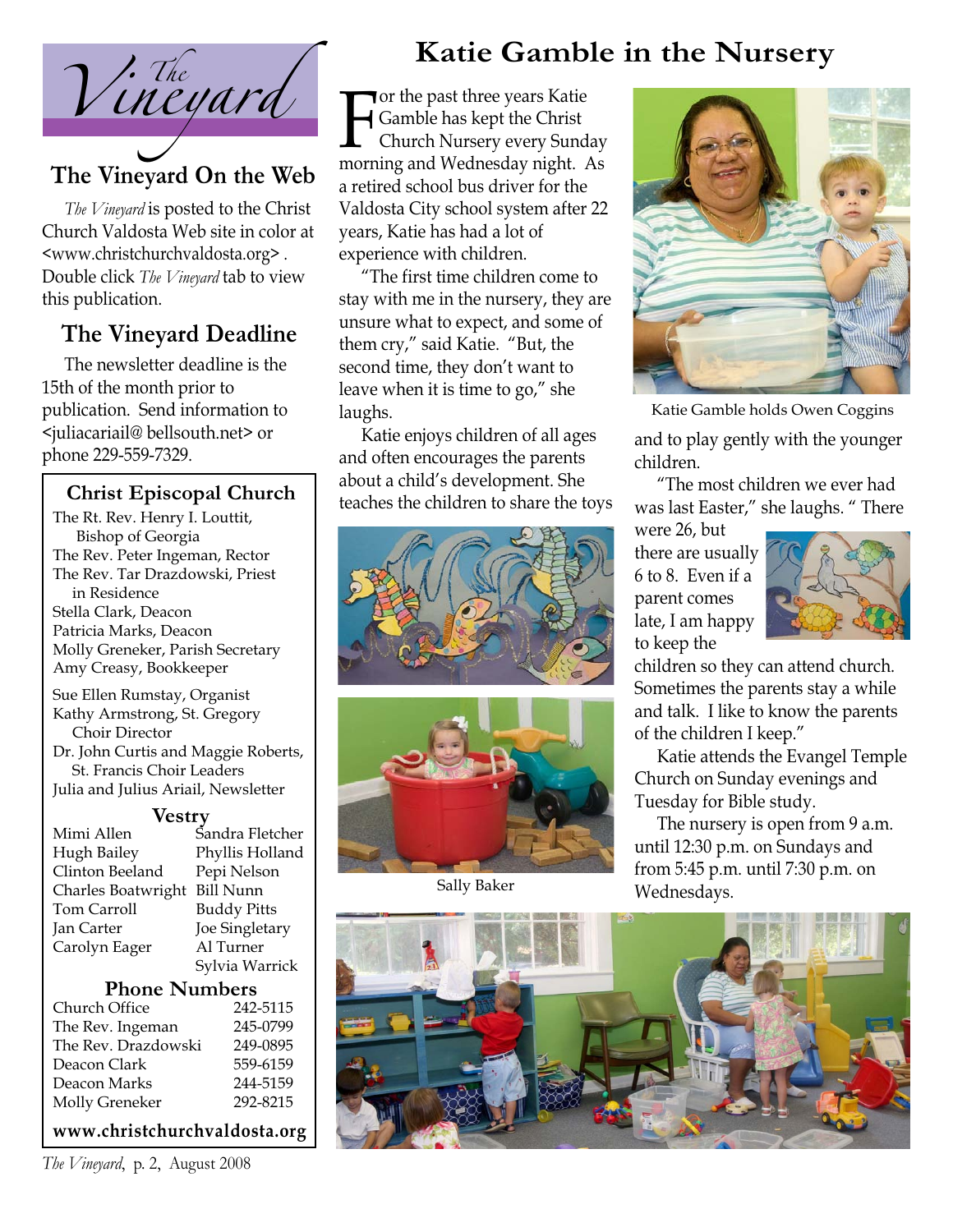# The Vineyard

## The Vineyard On the Web

*The Vineyard* is posted to the Christ Church Valdosta Web site in color at <www.christchurchvaldosta.org>. Double click *The Vineyard* tab to view this publication.

## The Vineyard Deadline

The newsletter deadline is the 15th of the month prior to publication. Send information to <juliacariail@ bellsouth.net> or phone 229-559-7329.

### Christ Episcopal Church

The Rt. Rev. Henry I. Louttit, Bishop of Georgia
The Rev. Peter Ingeman, Rector
The Rev. Tar Drazdowski, Priest in Residence
Stella Clark, Deacon
Patricia Marks, Deacon
Molly Greneker, Parish Secretary
Amy Creasy, Bookkeeper

Sue Ellen Rumstay, Organist
Kathy Armstrong, St. Gregory Choir Director
Dr. John Curtis and Maggie Roberts, St. Francis Choir Leaders
Julia and Julius Ariail, Newsletter

### Vestry

| | |
|---|---|
| Mimi Allen | Sandra Fletcher |
| Hugh Bailey | Phyllis Holland |
| Clinton Beeland | Pepi Nelson |
| Charles Boatwright | Bill Nunn |
| Tom Carroll | Buddy Pitts |
| Jan Carter | Joe Singletary |
| Carolyn Eager | Al Turner |
| | Sylvia Warrick |

### Phone Numbers

| | |
|---|---|
| Church Office | 242-5115 |
| The Rev. Ingeman | 245-0799 |
| The Rev. Drazdowski | 249-0895 |
| Deacon Clark | 559-6159 |
| Deacon Marks | 244-5159 |
| Molly Greneker | 292-8215 |

**www.christchurchvaldosta.org**

# Katie Gamble in the Nursery

For the past three years Katie Gamble has kept the Christ Church Nursery every Sunday morning and Wednesday night. As a retired school bus driver for the Valdosta City school system after 22 years, Katie has had a lot of experience with children.

"The first time children come to stay with me in the nursery, they are unsure what to expect, and some of them cry," said Katie. "But, the second time, they don't want to leave when it is time to go," she laughs.

Katie enjoys children of all ages and often encourages the parents about a child's development. She teaches the children to share the toys and to play gently with the younger children.

Katie Gamble holds Owen Coggins

Sally Baker

"The most children we ever had was last Easter," she laughs. " There were 26, but there are usually 6 to 8. Even if a parent comes late, I am happy to keep the children so they can attend church. Sometimes the parents stay a while and talk. I like to know the parents of the children I keep."

Katie attends the Evangel Temple Church on Sunday evenings and Tuesday for Bible study.

The nursery is open from 9 a.m. until 12:30 p.m. on Sundays and from 5:45 p.m. until 7:30 p.m. on Wednesdays.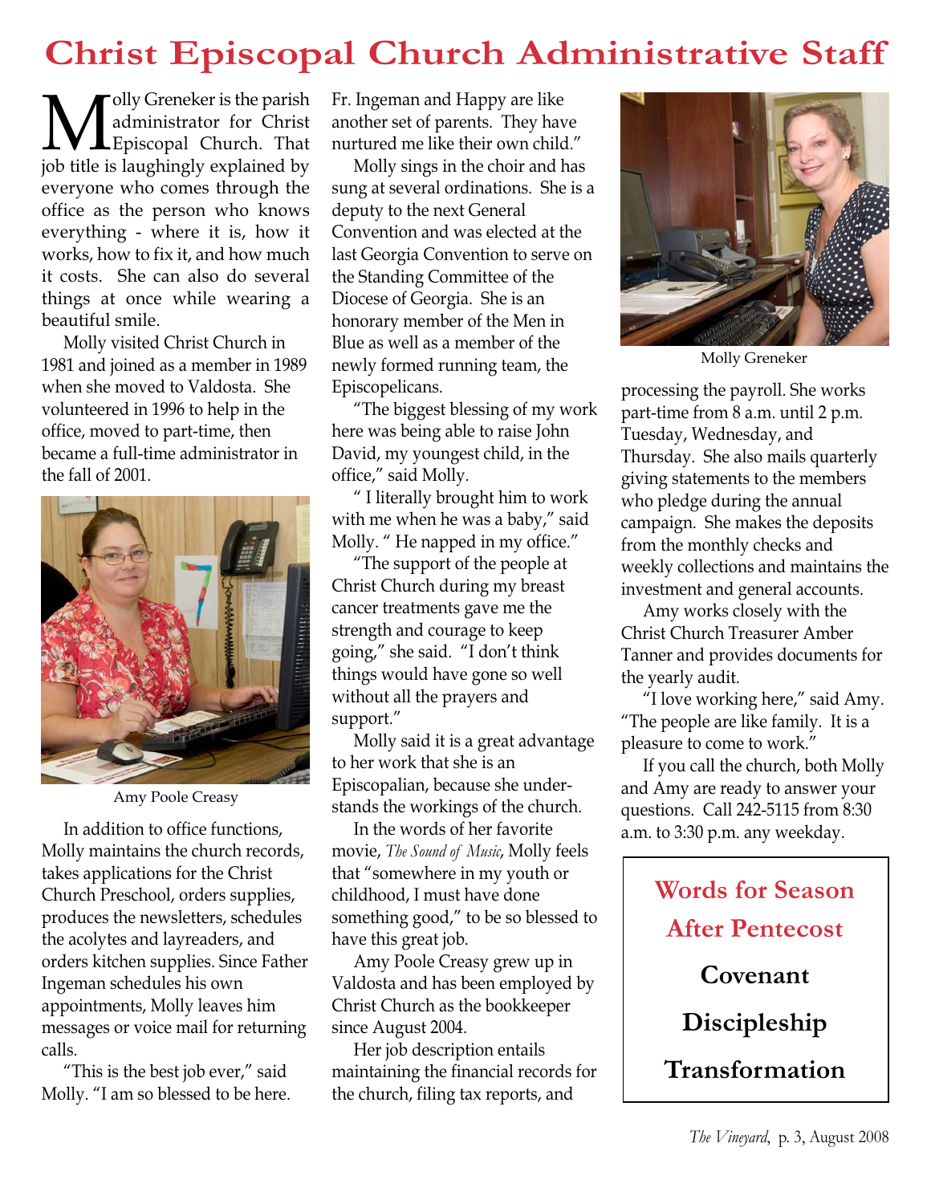# Christ Episcopal Church Administrative Staff

Molly Greneker is the parish administrator for Christ Episcopal Church. That job title is laughingly explained by everyone who comes through the office as the person who knows everything - where it is, how it works, how to fix it, and how much it costs. She can also do several things at once while wearing a beautiful smile.

Molly visited Christ Church in 1981 and joined as a member in 1989 when she moved to Valdosta. She volunteered in 1996 to help in the office, moved to part-time, then became a full-time administrator in the fall of 2001.

Amy Poole Creasy

In addition to office functions, Molly maintains the church records, takes applications for the Christ Church Preschool, orders supplies, produces the newsletters, schedules the acolytes and layreaders, and orders kitchen supplies. Since Father Ingeman schedules his own appointments, Molly leaves him messages or voice mail for returning calls.

"This is the best job ever," said Molly. "I am so blessed to be here. Fr. Ingeman and Happy are like another set of parents. They have nurtured me like their own child."

Molly sings in the choir and has sung at several ordinations. She is a deputy to the next General Convention and was elected at the last Georgia Convention to serve on the Standing Committee of the Diocese of Georgia. She is an honorary member of the Men in Blue as well as a member of the newly formed running team, the Episcopelicans.

"The biggest blessing of my work here was being able to raise John David, my youngest child, in the office," said Molly.

" I literally brought him to work with me when he was a baby," said Molly. " He napped in my office."

"The support of the people at Christ Church during my breast cancer treatments gave me the strength and courage to keep going," she said. "I don't think things would have gone so well without all the prayers and support."

Molly said it is a great advantage to her work that she is an Episcopalian, because she understands the workings of the church.

In the words of her favorite movie, *The Sound of Music*, Molly feels that "somewhere in my youth or childhood, I must have done something good," to be so blessed to have this great job.

Amy Poole Creasy grew up in Valdosta and has been employed by Christ Church as the bookkeeper since August 2004.

Her job description entails maintaining the financial records for the church, filing tax reports, and processing the payroll. She works part-time from 8 a.m. until 2 p.m. Tuesday, Wednesday, and Thursday. She also mails quarterly giving statements to the members who pledge during the annual campaign. She makes the deposits from the monthly checks and weekly collections and maintains the investment and general accounts.

Molly Greneker

Amy works closely with the Christ Church Treasurer Amber Tanner and provides documents for the yearly audit.

"I love working here," said Amy. "The people are like family. It is a pleasure to come to work."

If you call the church, both Molly and Amy are ready to answer your questions. Call 242-5115 from 8:30 a.m. to 3:30 p.m. any weekday.

## Words for Season After Pentecost

**Covenant**

**Discipleship**

**Transformation**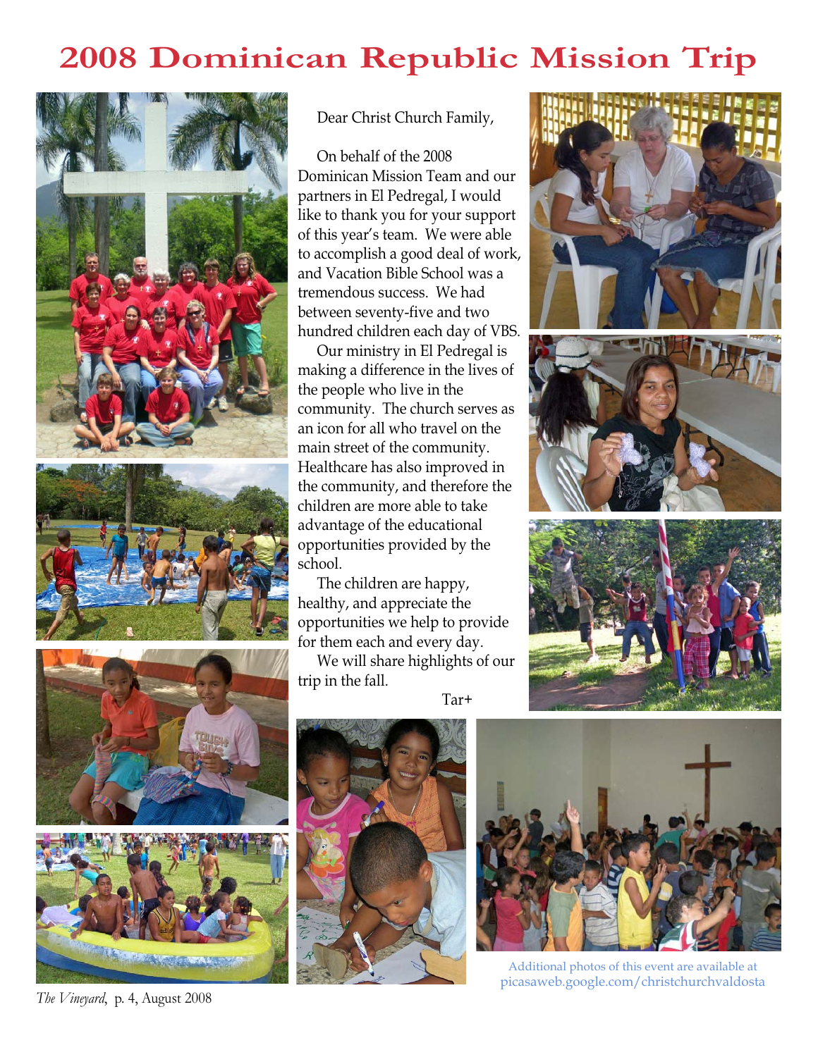# 2008 Dominican Republic Mission Trip

Dear Christ Church Family,

On behalf of the 2008 Dominican Mission Team and our partners in El Pedregal, I would like to thank you for your support of this year's team. We were able to accomplish a good deal of work, and Vacation Bible School was a tremendous success. We had between seventy-five and two hundred children each day of VBS.

Our ministry in El Pedregal is making a difference in the lives of the people who live in the community. The church serves as an icon for all who travel on the main street of the community. Healthcare has also improved in the community, and therefore the children are more able to take advantage of the educational opportunities provided by the school.

The children are happy, healthy, and appreciate the opportunities we help to provide for them each and every day.

We will share highlights of our trip in the fall.

Tar+

Additional photos of this event are available at picasaweb.google.com/christchurchvaldosta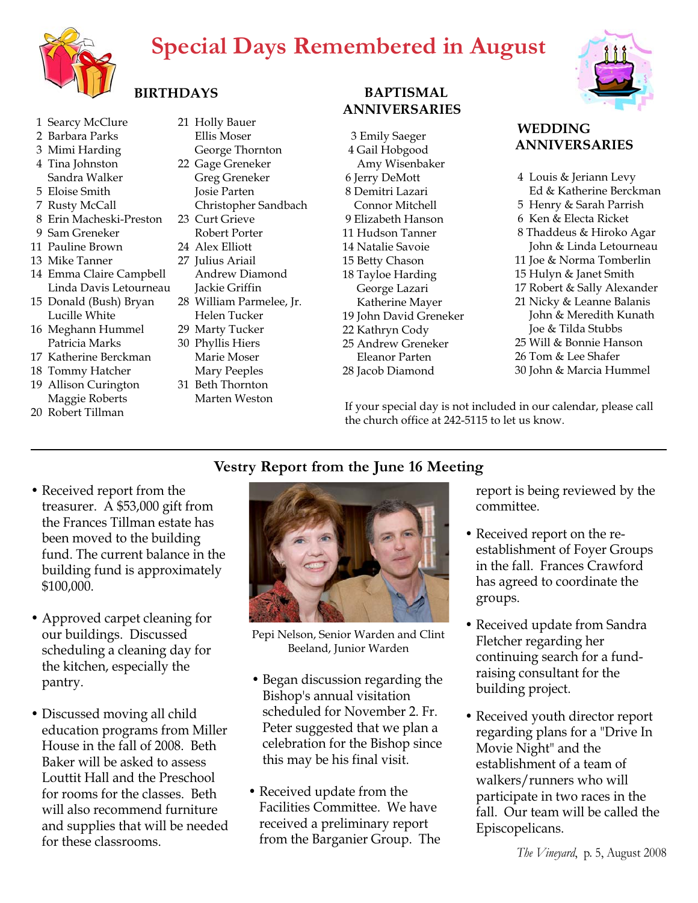# Special Days Remembered in August

## BIRTHDAYS

1 Searcy McClure
2 Barbara Parks
3 Mimi Harding
4 Tina Johnston
  Sandra Walker
5 Eloise Smith
7 Rusty McCall
8 Erin Macheski-Preston
9 Sam Greneker
11 Pauline Brown
13 Mike Tanner
14 Emma Claire Campbell
  Linda Davis Letourneau
15 Donald (Bush) Bryan
  Lucille White
16 Meghann Hummel
  Patricia Marks
17 Katherine Berckman
18 Tommy Hatcher
19 Allison Curington
  Maggie Roberts
20 Robert Tillman
21 Holly Bauer
  Ellis Moser
  George Thornton
22 Gage Greneker
  Greg Greneker
  Josie Parten
  Christopher Sandbach
23 Curt Grieve
  Robert Porter
24 Alex Elliott
27 Julius Ariail
  Andrew Diamond
  Jackie Griffin
28 William Parmelee, Jr.
  Helen Tucker
29 Marty Tucker
30 Phyllis Hiers
  Marie Moser
  Mary Peeples
31 Beth Thornton
  Marten Weston

## BAPTISMAL ANNIVERSARIES

3 Emily Saeger
4 Gail Hobgood
  Amy Wisenbaker
6 Jerry DeMott
8 Demitri Lazari
  Connor Mitchell
9 Elizabeth Hanson
11 Hudson Tanner
14 Natalie Savoie
15 Betty Chason
18 Tayloe Harding
  George Lazari
  Katherine Mayer
19 John David Greneker
22 Kathryn Cody
25 Andrew Greneker
  Eleanor Parten
28 Jacob Diamond

## WEDDING ANNIVERSARIES

4 Louis & Jeriann Levy
  Ed & Katherine Berckman
5 Henry & Sarah Parrish
6 Ken & Electa Ricket
8 Thaddeus & Hiroko Agar
  John & Linda Letourneau
11 Joe & Norma Tomberlin
15 Hulyn & Janet Smith
17 Robert & Sally Alexander
21 Nicky & Leanne Balanis
  John & Meredith Kunath
  Joe & Tilda Stubbs
25 Will & Bonnie Hanson
26 Tom & Lee Shafer
30 John & Marcia Hummel

If your special day is not included in our calendar, please call the church office at 242-5115 to let us know.

---

## Vestry Report from the June 16 Meeting

- Received report from the treasurer. A $53,000 gift from the Frances Tillman estate has been moved to the building fund. The current balance in the building fund is approximately $100,000.

- Approved carpet cleaning for our buildings. Discussed scheduling a cleaning day for the kitchen, especially the pantry.

- Discussed moving all child education programs from Miller House in the fall of 2008. Beth Baker will be asked to assess Louttit Hall and the Preschool for rooms for the classes. Beth will also recommend furniture and supplies that will be needed for these classrooms.

Pepi Nelson, Senior Warden and Clint Beeland, Junior Warden

- Began discussion regarding the Bishop's annual visitation scheduled for November 2. Fr. Peter suggested that we plan a celebration for the Bishop since this may be his final visit.

- Received update from the Facilities Committee. We have received a preliminary report from the Barganier Group. The report is being reviewed by the committee.

- Received report on the re-establishment of Foyer Groups in the fall. Frances Crawford has agreed to coordinate the groups.

- Received update from Sandra Fletcher regarding her continuing search for a fund-raising consultant for the building project.

- Received youth director report regarding plans for a "Drive In Movie Night" and the establishment of a team of walkers/runners who will participate in two races in the fall. Our team will be called the Episcopelicans.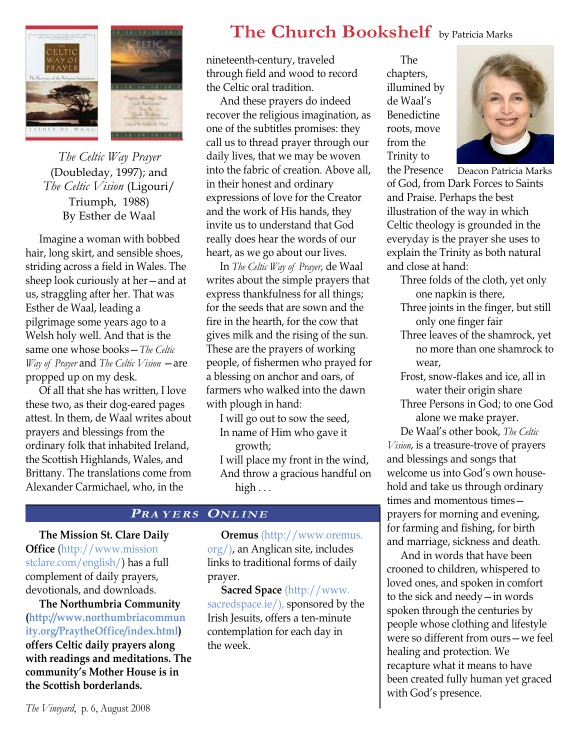# The Church Bookshelf

by Patricia Marks

*The Celtic Way Prayer* (Doubleday, 1997); and *The Celtic Vision* (Ligouri/ Triumph, 1988) By Esther de Waal

Imagine a woman with bobbed hair, long skirt, and sensible shoes, striding across a field in Wales. The sheep look curiously at her—and at us, straggling after her. That was Esther de Waal, leading a pilgrimage some years ago to a Welsh holy well. And that is the same one whose books—*The Celtic Way of Prayer* and *The Celtic Vision* —are propped up on my desk.

Of all that she has written, I love these two, as their dog-eared pages attest. In them, de Waal writes about prayers and blessings from the ordinary folk that inhabited Ireland, the Scottish Highlands, Wales, and Brittany. The translations come from Alexander Carmichael, who, in the nineteenth-century, traveled through field and wood to record the Celtic oral tradition.

And these prayers do indeed recover the religious imagination, as one of the subtitles promises: they call us to thread prayer through our daily lives, that we may be woven into the fabric of creation. Above all, in their honest and ordinary expressions of love for the Creator and the work of His hands, they invite us to understand that God really does hear the words of our heart, as we go about our lives.

In *The Celtic Way of Prayer*, de Waal writes about the simple prayers that express thankfulness for all things; for the seeds that are sown and the fire in the hearth, for the cow that gives milk and the rising of the sun. These are the prayers of working people, of fishermen who prayed for a blessing on anchor and oars, of farmers who walked into the dawn with plough in hand:

> I will go out to sow the seed,
> In name of Him who gave it growth;
> I will place my front in the wind,
> And throw a gracious handful on high . . .

The chapters, illumined by de Waal's Benedictine roots, move from the Trinity to the Presence of God, from Dark Forces to Saints and Praise. Perhaps the best illustration of the way in which Celtic theology is grounded in the everyday is the prayer she uses to explain the Trinity as both natural and close at hand:

Deacon Patricia Marks

> Three folds of the cloth, yet only one napkin is there,
> Three joints in the finger, but still only one finger fair
> Three leaves of the shamrock, yet no more than one shamrock to wear,
> Frost, snow-flakes and ice, all in water their origin share
> Three Persons in God; to one God alone we make prayer.

De Waal's other book, *The Celtic Vision*, is a treasure-trove of prayers and blessings and songs that welcome us into God's own house-hold and take us through ordinary times and momentous times—prayers for morning and evening, for farming and fishing, for birth and marriage, sickness and death.

And in words that have been crooned to children, whispered to loved ones, and spoken in comfort to the sick and needy—in words spoken through the centuries by people whose clothing and lifestyle were so different from ours—we feel healing and protection. We recapture what it means to have been created fully human yet graced with God's presence.

## *Prayers Online*

**The Mission St. Clare Daily Office** (http://www.missionstclare.com/english/) has a full complement of daily prayers, devotionals, and downloads.

**The Northumbria Community (http://www.northumbriacommunity.org/PraytheOffice/index.html) offers Celtic daily prayers along with readings and meditations. The community's Mother House is in the Scottish borderlands.**

**Oremus** (http://www.oremus.org/), an Anglican site, includes links to traditional forms of daily prayer.

**Sacred Space** (http://www.sacredspace.ie/), sponsored by the Irish Jesuits, offers a ten-minute contemplation for each day in the week.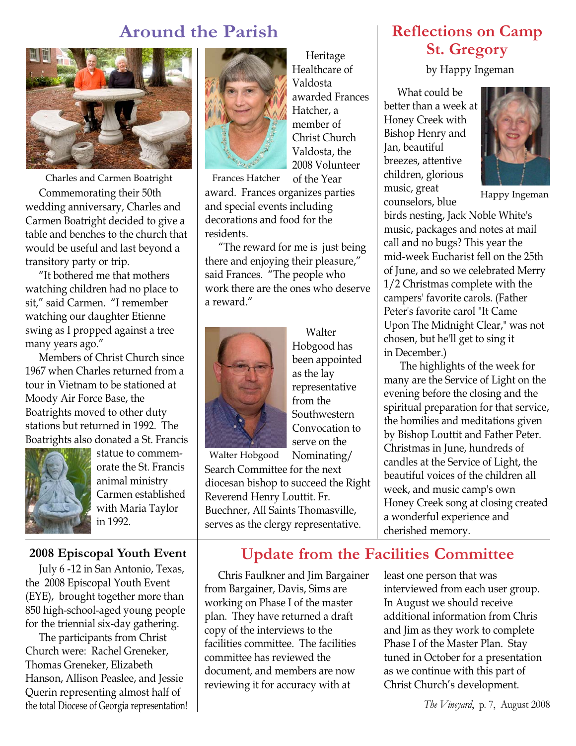# Around the Parish

Charles and Carmen Boatright

Commemorating their 50th wedding anniversary, Charles and Carmen Boatright decided to give a table and benches to the church that would be useful and last beyond a transitory party or trip.

"It bothered me that mothers watching children had no place to sit," said Carmen. "I remember watching our daughter Etienne swing as I propped against a tree many years ago."

Members of Christ Church since 1967 when Charles returned from a tour in Vietnam to be stationed at Moody Air Force Base, the Boatrights moved to other duty stations but returned in 1992. The Boatrights also donated a St. Francis statue to commemorate the St. Francis animal ministry Carmen established with Maria Taylor in 1992.

Frances Hatcher

Heritage Healthcare of Valdosta awarded Frances Hatcher, a member of Christ Church Valdosta, the 2008 Volunteer of the Year award. Frances organizes parties and special events including decorations and food for the residents.

"The reward for me is just being there and enjoying their pleasure," said Frances. "The people who work there are the ones who deserve a reward."

Walter Hobgood

Walter Hobgood has been appointed as the lay representative from the Southwestern Convocation to serve on the Nominating/ Search Committee for the next diocesan bishop to succeed the Right Reverend Henry Louttit. Fr. Buechner, All Saints Thomasville, serves as the clergy representative.

# Reflections on Camp St. Gregory

by Happy Ingeman

Happy Ingeman

What could be better than a week at Honey Creek with Bishop Henry and Jan, beautiful breezes, attentive children, glorious music, great counselors, blue birds nesting, Jack Noble White's music, packages and notes at mail call and no bugs? This year the mid-week Eucharist fell on the 25th of June, and so we celebrated Merry 1/2 Christmas complete with the campers' favorite carols. (Father Peter's favorite carol "It Came Upon The Midnight Clear," was not chosen, but he'll get to sing it in December.)

The highlights of the week for many are the Service of Light on the evening before the closing and the spiritual preparation for that service, the homilies and meditations given by Bishop Louttit and Father Peter. Christmas in June, hundreds of candles at the Service of Light, the beautiful voices of the children all week, and music camp's own Honey Creek song at closing created a wonderful experience and cherished memory.

## 2008 Episcopal Youth Event

July 6 -12 in San Antonio, Texas, the 2008 Episcopal Youth Event (EYE), brought together more than 850 high-school-aged young people for the triennial six-day gathering.

The participants from Christ Church were: Rachel Greneker, Thomas Greneker, Elizabeth Hanson, Allison Peaslee, and Jessie Querin representing almost half of the total Diocese of Georgia representation!

# Update from the Facilities Committee

Chris Faulkner and Jim Bargainer from Bargainer, Davis, Sims are working on Phase I of the master plan. They have returned a draft copy of the interviews to the facilities committee. The facilities committee has reviewed the document, and members are now reviewing it for accuracy with at least one person that was interviewed from each user group. In August we should receive additional information from Chris and Jim as they work to complete Phase I of the Master Plan. Stay tuned in October for a presentation as we continue with this part of Christ Church's development.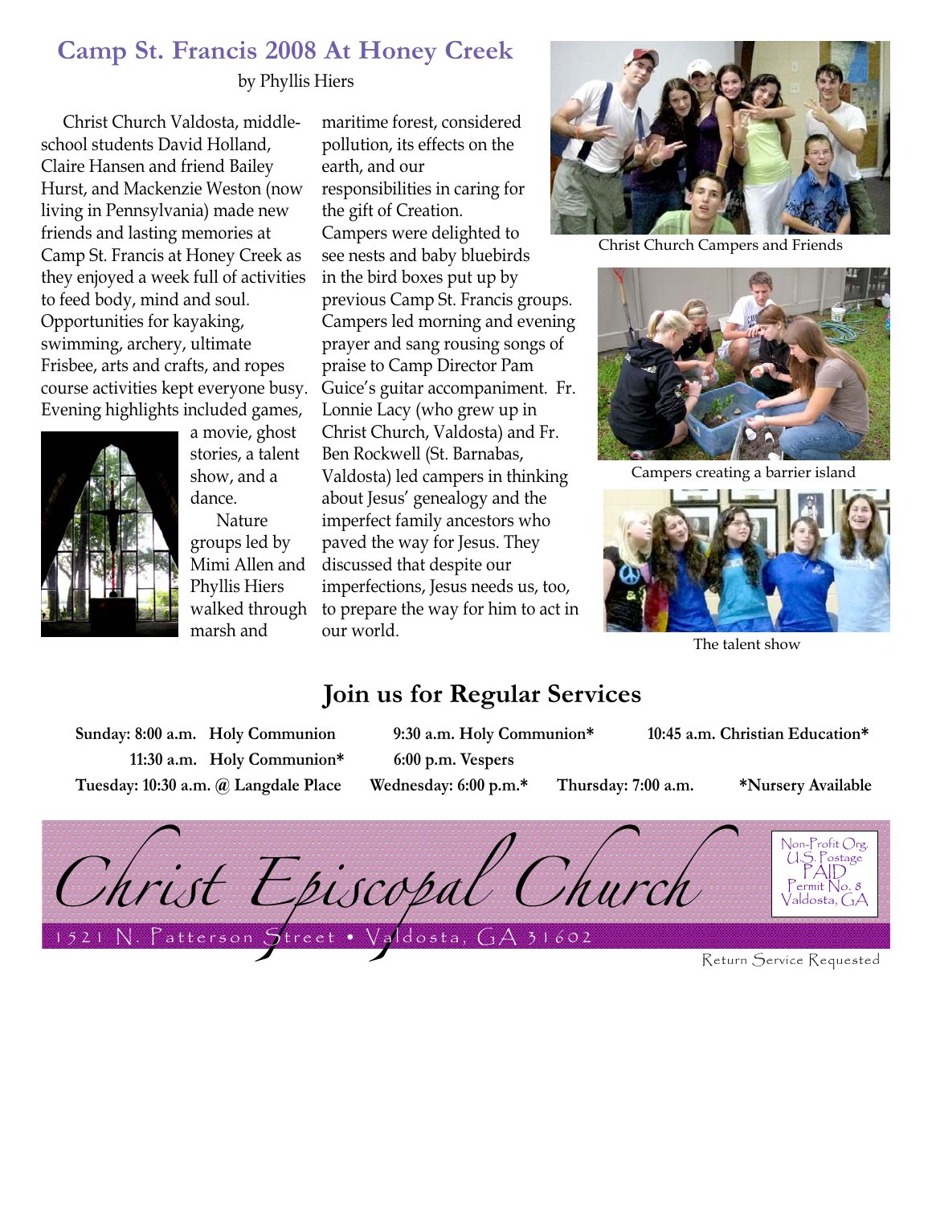## Camp St. Francis 2008 At Honey Creek

by Phyllis Hiers

Christ Church Valdosta, middle-school students David Holland, Claire Hansen and friend Bailey Hurst, and Mackenzie Weston (now living in Pennsylvania) made new friends and lasting memories at Camp St. Francis at Honey Creek as they enjoyed a week full of activities to feed body, mind and soul. Opportunities for kayaking, swimming, archery, ultimate Frisbee, arts and crafts, and ropes course activities kept everyone busy. Evening highlights included games, a movie, ghost stories, a talent show, and a dance.

Nature groups led by Mimi Allen and Phyllis Hiers walked through marsh and maritime forest, considered pollution, its effects on the earth, and our responsibilities in caring for the gift of Creation. Campers were delighted to see nests and baby bluebirds in the bird boxes put up by previous Camp St. Francis groups. Campers led morning and evening prayer and sang rousing songs of praise to Camp Director Pam Guice's guitar accompaniment. Fr. Lonnie Lacy (who grew up in Christ Church, Valdosta) and Fr. Ben Rockwell (St. Barnabas, Valdosta) led campers in thinking about Jesus' genealogy and the imperfect family ancestors who paved the way for Jesus. They discussed that despite our imperfections, Jesus needs us, too, to prepare the way for him to act in our world.

Christ Church Campers and Friends

Campers creating a barrier island

The talent show

## Join us for Regular Services

**Sunday: 8:00 a.m. Holy Communion** **9:30 a.m. Holy Communion*** **10:45 a.m. Christian Education***
**11:30 a.m. Holy Communion*** **6:00 p.m. Vespers**
**Tuesday: 10:30 a.m. @ Langdale Place** **Wednesday: 6:00 p.m.*** **Thursday: 7:00 a.m.** ***Nursery Available**

*Christ Episcopal Church*

1521 N. Patterson Street • Valdosta, GA 31602

Non-Profit Org.
U.S. Postage
PAID
Permit No. 8
Valdosta, GA

Return Service Requested